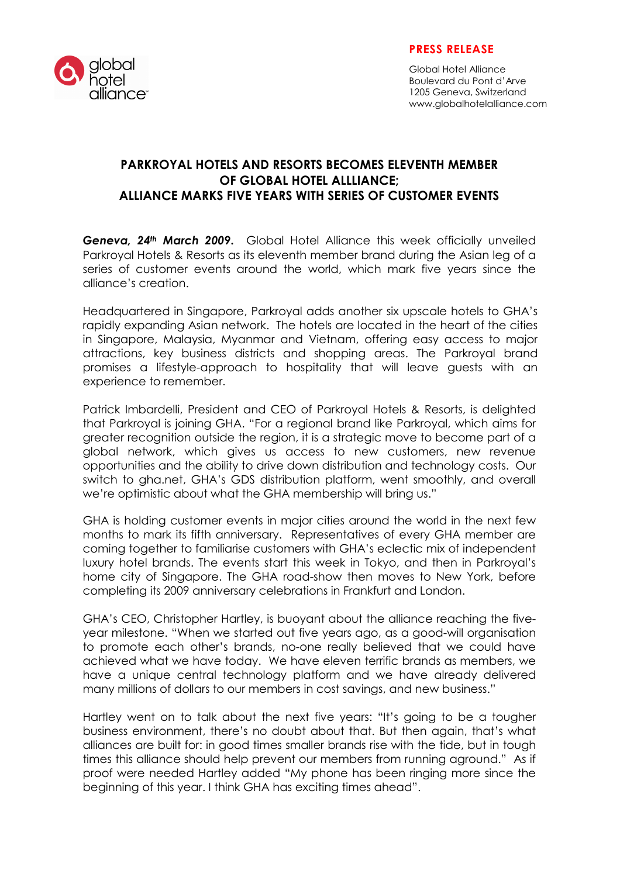**PRESS RELEASE**

Global Hotel Alliance
Boulevard du Pont d'Arve
1205 Geneva, Switzerland
www.globalhotelalliance.com

# PARKROYAL HOTELS AND RESORTS BECOMES ELEVENTH MEMBER OF GLOBAL HOTEL ALLLIANCE; ALLIANCE MARKS FIVE YEARS WITH SERIES OF CUSTOMER EVENTS

***Geneva, 24th March 2009.*** Global Hotel Alliance this week officially unveiled Parkroyal Hotels & Resorts as its eleventh member brand during the Asian leg of a series of customer events around the world, which mark five years since the alliance's creation.

Headquartered in Singapore, Parkroyal adds another six upscale hotels to GHA's rapidly expanding Asian network. The hotels are located in the heart of the cities in Singapore, Malaysia, Myanmar and Vietnam, offering easy access to major attractions, key business districts and shopping areas. The Parkroyal brand promises a lifestyle-approach to hospitality that will leave guests with an experience to remember.

Patrick Imbardelli, President and CEO of Parkroyal Hotels & Resorts, is delighted that Parkroyal is joining GHA. "For a regional brand like Parkroyal, which aims for greater recognition outside the region, it is a strategic move to become part of a global network, which gives us access to new customers, new revenue opportunities and the ability to drive down distribution and technology costs. Our switch to gha.net, GHA's GDS distribution platform, went smoothly, and overall we're optimistic about what the GHA membership will bring us."

GHA is holding customer events in major cities around the world in the next few months to mark its fifth anniversary. Representatives of every GHA member are coming together to familiarise customers with GHA's eclectic mix of independent luxury hotel brands. The events start this week in Tokyo, and then in Parkroyal's home city of Singapore. The GHA road-show then moves to New York, before completing its 2009 anniversary celebrations in Frankfurt and London.

GHA's CEO, Christopher Hartley, is buoyant about the alliance reaching the five-year milestone. "When we started out five years ago, as a good-will organisation to promote each other's brands, no-one really believed that we could have achieved what we have today. We have eleven terrific brands as members, we have a unique central technology platform and we have already delivered many millions of dollars to our members in cost savings, and new business."

Hartley went on to talk about the next five years: "It's going to be a tougher business environment, there's no doubt about that. But then again, that's what alliances are built for: in good times smaller brands rise with the tide, but in tough times this alliance should help prevent our members from running aground." As if proof were needed Hartley added "My phone has been ringing more since the beginning of this year. I think GHA has exciting times ahead".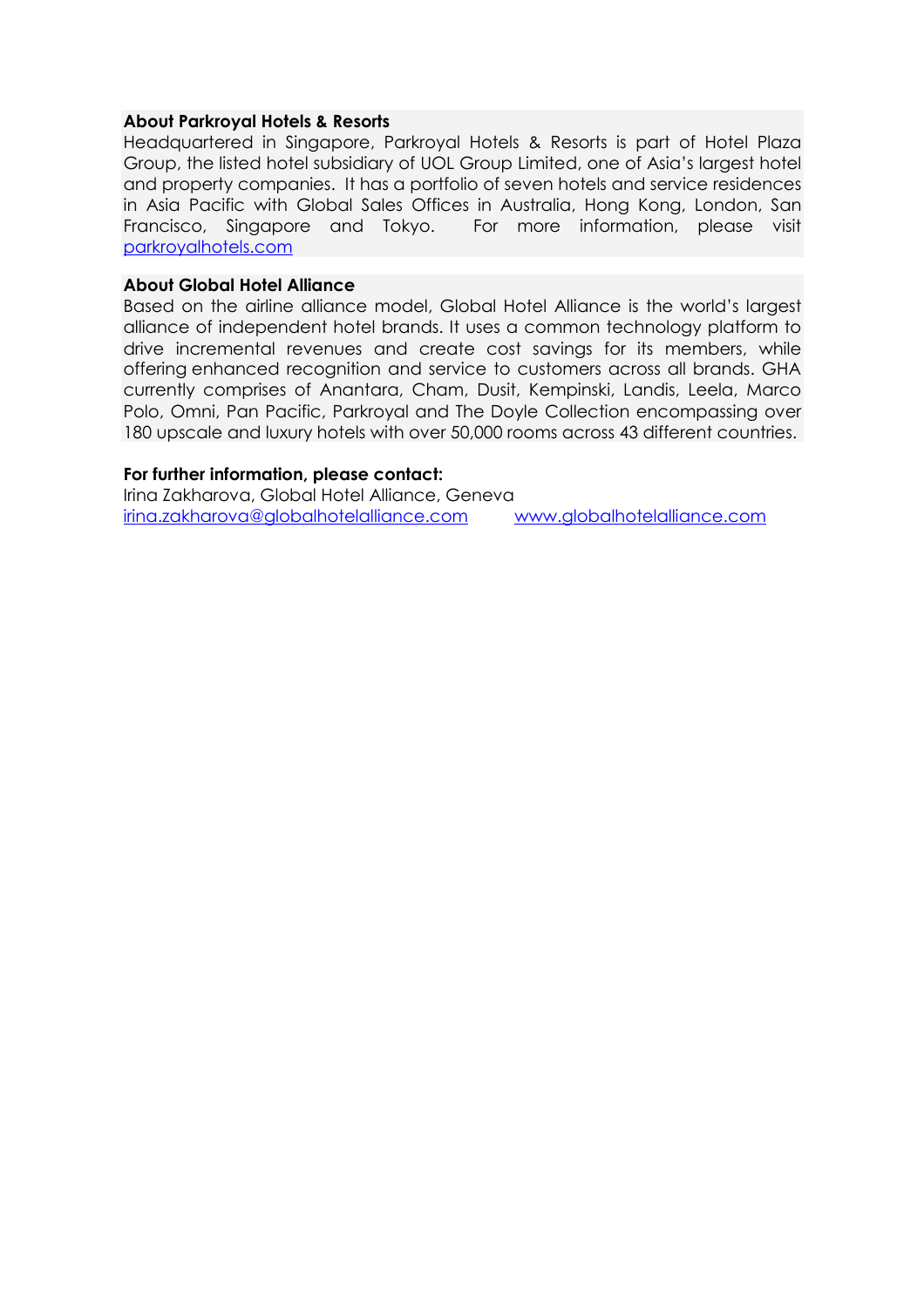**About Parkroyal Hotels & Resorts**

Headquartered in Singapore, Parkroyal Hotels & Resorts is part of Hotel Plaza Group, the listed hotel subsidiary of UOL Group Limited, one of Asia's largest hotel and property companies. It has a portfolio of seven hotels and service residences in Asia Pacific with Global Sales Offices in Australia, Hong Kong, London, San Francisco, Singapore and Tokyo. For more information, please visit [parkroyalhotels.com](parkroyalhotels.com)

**About Global Hotel Alliance**

Based on the airline alliance model, Global Hotel Alliance is the world's largest alliance of independent hotel brands. It uses a common technology platform to drive incremental revenues and create cost savings for its members, while offering enhanced recognition and service to customers across all brands. GHA currently comprises of Anantara, Cham, Dusit, Kempinski, Landis, Leela, Marco Polo, Omni, Pan Pacific, Parkroyal and The Doyle Collection encompassing over 180 upscale and luxury hotels with over 50,000 rooms across 43 different countries.

**For further information, please contact:**

Irina Zakharova, Global Hotel Alliance, Geneva
[irina.zakharova@globalhotelalliance.com](mailto:irina.zakharova@globalhotelalliance.com) [www.globalhotelalliance.com](www.globalhotelalliance.com)